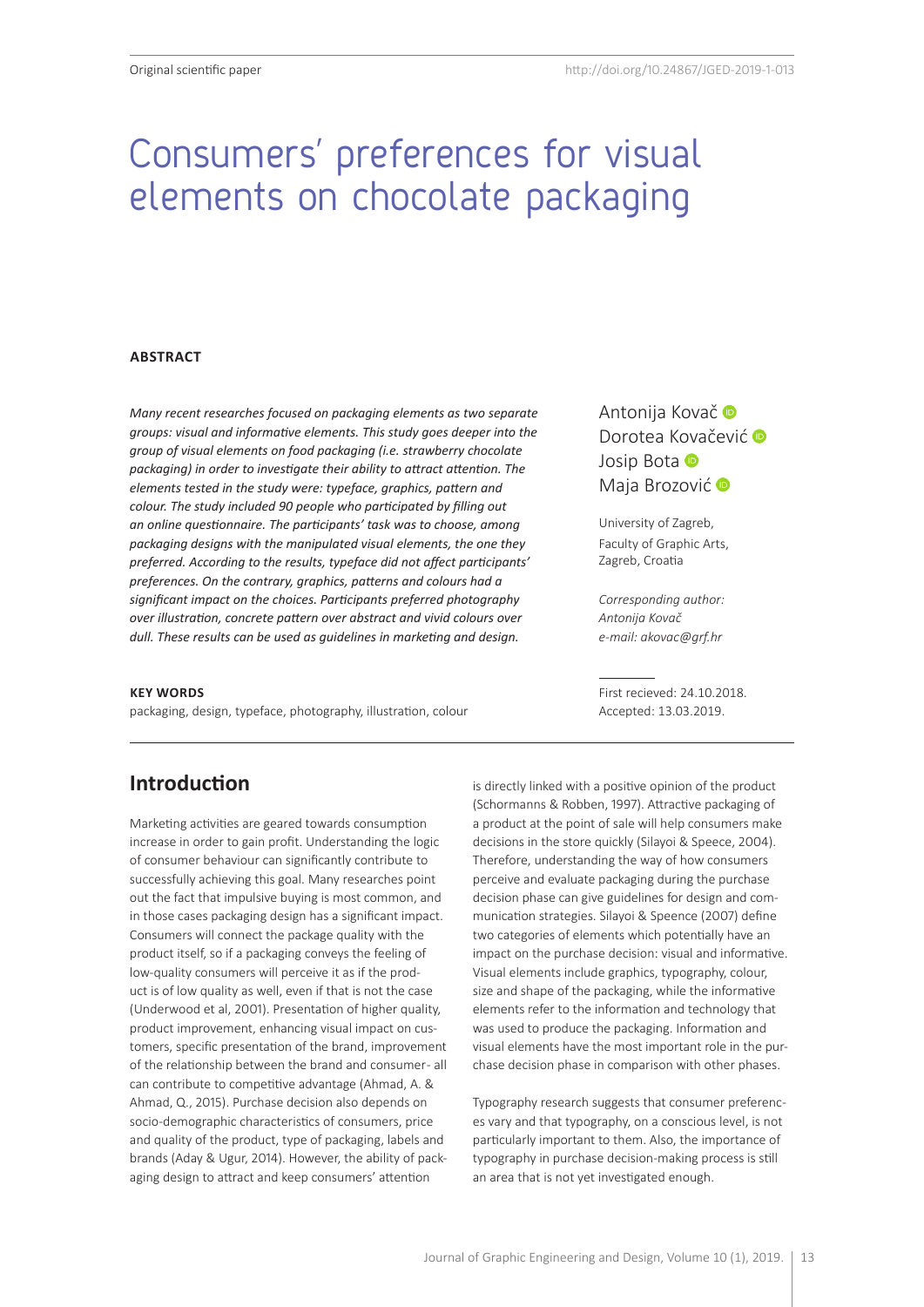Original scientific paper

http://doi.org/10.24867/JGED-2019-1-013

# Consumers' preferences for visual elements on chocolate packaging

Antonija Kovač
Dorotea Kovačević
Josip Bota
Maja Brozović

University of Zagreb,
Faculty of Graphic Arts,
Zagreb, Croatia

*Corresponding author:*
*Antonija Kovač*
*e-mail: akovac@grf.hr*

First recieved: 24.10.2018.
Accepted: 13.03.2019.

**ABSTRACT**

*Many recent researches focused on packaging elements as two separate groups: visual and informative elements. This study goes deeper into the group of visual elements on food packaging (i.e. strawberry chocolate packaging) in order to investigate their ability to attract attention. The elements tested in the study were: typeface, graphics, pattern and colour. The study included 90 people who participated by filling out an online questionnaire. The participants' task was to choose, among packaging designs with the manipulated visual elements, the one they preferred. According to the results, typeface did not affect participants' preferences. On the contrary, graphics, patterns and colours had a significant impact on the choices. Participants preferred photography over illustration, concrete pattern over abstract and vivid colours over dull. These results can be used as guidelines in marketing and design.*

**KEY WORDS**

packaging, design, typeface, photography, illustration, colour

## Introduction

Marketing activities are geared towards consumption increase in order to gain profit. Understanding the logic of consumer behaviour can significantly contribute to successfully achieving this goal. Many researches point out the fact that impulsive buying is most common, and in those cases packaging design has a significant impact. Consumers will connect the package quality with the product itself, so if a packaging conveys the feeling of low-quality consumers will perceive it as if the product is of low quality as well, even if that is not the case (Underwood et al, 2001). Presentation of higher quality, product improvement, enhancing visual impact on customers, specific presentation of the brand, improvement of the relationship between the brand and consumer- all can contribute to competitive advantage (Ahmad, A. & Ahmad, Q., 2015). Purchase decision also depends on socio-demographic characteristics of consumers, price and quality of the product, type of packaging, labels and brands (Aday & Ugur, 2014). However, the ability of packaging design to attract and keep consumers' attention is directly linked with a positive opinion of the product (Schormanns & Robben, 1997). Attractive packaging of a product at the point of sale will help consumers make decisions in the store quickly (Silayoi & Speece, 2004). Therefore, understanding the way of how consumers perceive and evaluate packaging during the purchase decision phase can give guidelines for design and communication strategies. Silayoi & Speence (2007) define two categories of elements which potentially have an impact on the purchase decision: visual and informative. Visual elements include graphics, typography, colour, size and shape of the packaging, while the informative elements refer to the information and technology that was used to produce the packaging. Information and visual elements have the most important role in the purchase decision phase in comparison with other phases.

Typography research suggests that consumer preferences vary and that typography, on a conscious level, is not particularly important to them. Also, the importance of typography in purchase decision-making process is still an area that is not yet investigated enough.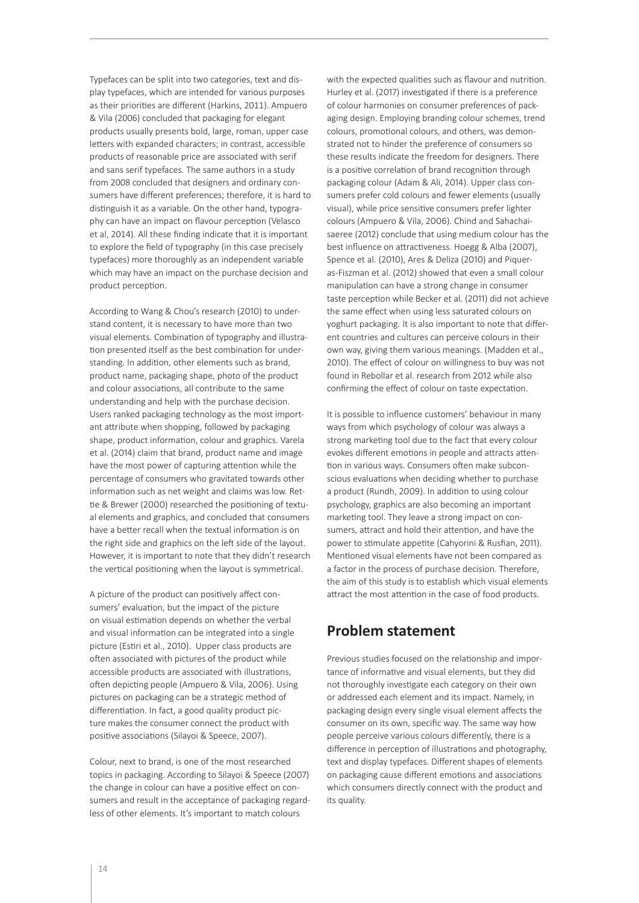Typefaces can be split into two categories, text and display typefaces, which are intended for various purposes as their priorities are different (Harkins, 2011). Ampuero & Vila (2006) concluded that packaging for elegant products usually presents bold, large, roman, upper case letters with expanded characters; in contrast, accessible products of reasonable price are associated with serif and sans serif typefaces. The same authors in a study from 2008 concluded that designers and ordinary consumers have different preferences; therefore, it is hard to distinguish it as a variable. On the other hand, typography can have an impact on flavour perception (Velasco et al, 2014). All these finding indicate that it is important to explore the field of typography (in this case precisely typefaces) more thoroughly as an independent variable which may have an impact on the purchase decision and product perception.

According to Wang & Chou's research (2010) to understand content, it is necessary to have more than two visual elements. Combination of typography and illustration presented itself as the best combination for understanding. In addition, other elements such as brand, product name, packaging shape, photo of the product and colour associations, all contribute to the same understanding and help with the purchase decision. Users ranked packaging technology as the most important attribute when shopping, followed by packaging shape, product information, colour and graphics. Varela et al. (2014) claim that brand, product name and image have the most power of capturing attention while the percentage of consumers who gravitated towards other information such as net weight and claims was low. Rettie & Brewer (2000) researched the positioning of textual elements and graphics, and concluded that consumers have a better recall when the textual information is on the right side and graphics on the left side of the layout. However, it is important to note that they didn't research the vertical positioning when the layout is symmetrical.

A picture of the product can positively affect consumers' evaluation, but the impact of the picture on visual estimation depends on whether the verbal and visual information can be integrated into a single picture (Estiri et al., 2010). Upper class products are often associated with pictures of the product while accessible products are associated with illustrations, often depicting people (Ampuero & Vila, 2006). Using pictures on packaging can be a strategic method of differentiation. In fact, a good quality product picture makes the consumer connect the product with positive associations (Silayoi & Speece, 2007).

Colour, next to brand, is one of the most researched topics in packaging. According to Silayoi & Speece (2007) the change in colour can have a positive effect on consumers and result in the acceptance of packaging regardless of other elements. It's important to match colours with the expected qualities such as flavour and nutrition. Hurley et al. (2017) investigated if there is a preference of colour harmonies on consumer preferences of packaging design. Employing branding colour schemes, trend colours, promotional colours, and others, was demonstrated not to hinder the preference of consumers so these results indicate the freedom for designers. There is a positive correlation of brand recognition through packaging colour (Adam & Ali, 2014). Upper class consumers prefer cold colours and fewer elements (usually visual), while price sensitive consumers prefer lighter colours (Ampuero & Vila, 2006). Chind and Sahachaisaeree (2012) conclude that using medium colour has the best influence on attractiveness. Hoegg & Alba (2007), Spence et al. (2010), Ares & Deliza (2010) and Piqueras-Fiszman et al. (2012) showed that even a small colour manipulation can have a strong change in consumer taste perception while Becker et al. (2011) did not achieve the same effect when using less saturated colours on yoghurt packaging. It is also important to note that different countries and cultures can perceive colours in their own way, giving them various meanings. (Madden et al., 2010). The effect of colour on willingness to buy was not found in Rebollar et al. research from 2012 while also confirming the effect of colour on taste expectation.

It is possible to influence customers' behaviour in many ways from which psychology of colour was always a strong marketing tool due to the fact that every colour evokes different emotions in people and attracts attention in various ways. Consumers often make subconscious evaluations when deciding whether to purchase a product (Rundh, 2009). In addition to using colour psychology, graphics are also becoming an important marketing tool. They leave a strong impact on consumers, attract and hold their attention, and have the power to stimulate appetite (Cahyorini & Rusfian, 2011). Mentioned visual elements have not been compared as a factor in the process of purchase decision. Therefore, the aim of this study is to establish which visual elements attract the most attention in the case of food products.

## Problem statement

Previous studies focused on the relationship and importance of informative and visual elements, but they did not thoroughly investigate each category on their own or addressed each element and its impact. Namely, in packaging design every single visual element affects the consumer on its own, specific way. The same way how people perceive various colours differently, there is a difference in perception of illustrations and photography, text and display typefaces. Different shapes of elements on packaging cause different emotions and associations which consumers directly connect with the product and its quality.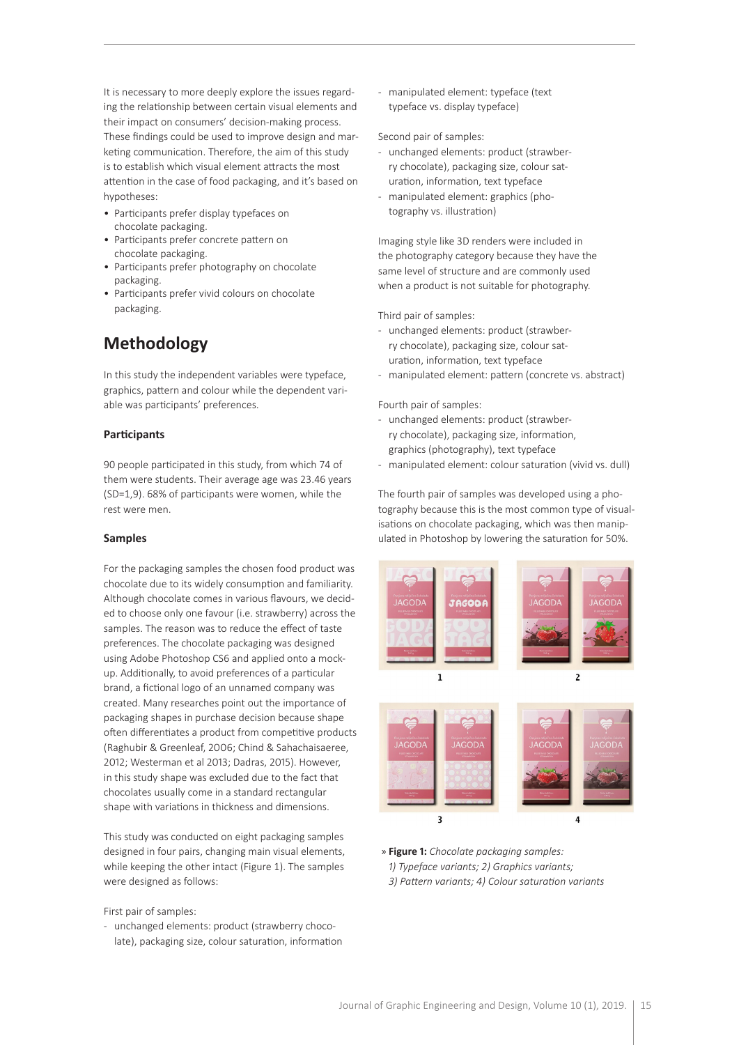It is necessary to more deeply explore the issues regarding the relationship between certain visual elements and their impact on consumers' decision-making process. These findings could be used to improve design and marketing communication. Therefore, the aim of this study is to establish which visual element attracts the most attention in the case of food packaging, and it's based on hypotheses:

- Participants prefer display typefaces on chocolate packaging.
- Participants prefer concrete pattern on chocolate packaging.
- Participants prefer photography on chocolate packaging.
- Participants prefer vivid colours on chocolate packaging.

## Methodology

In this study the independent variables were typeface, graphics, pattern and colour while the dependent variable was participants' preferences.

### Participants

90 people participated in this study, from which 74 of them were students. Their average age was 23.46 years (SD=1,9). 68% of participants were women, while the rest were men.

### Samples

For the packaging samples the chosen food product was chocolate due to its widely consumption and familiarity. Although chocolate comes in various flavours, we decided to choose only one favour (i.e. strawberry) across the samples. The reason was to reduce the effect of taste preferences. The chocolate packaging was designed using Adobe Photoshop CS6 and applied onto a mock-up. Additionally, to avoid preferences of a particular brand, a fictional logo of an unnamed company was created. Many researches point out the importance of packaging shapes in purchase decision because shape often differentiates a product from competitive products (Raghubir & Greenleaf, 2006; Chind & Sahachaisaeree, 2012; Westerman et al 2013; Dadras, 2015). However, in this study shape was excluded due to the fact that chocolates usually come in a standard rectangular shape with variations in thickness and dimensions.

This study was conducted on eight packaging samples designed in four pairs, changing main visual elements, while keeping the other intact (Figure 1). The samples were designed as follows:

First pair of samples:

- unchanged elements: product (strawberry chocolate), packaging size, colour saturation, information
- manipulated element: typeface (text typeface vs. display typeface)

Second pair of samples:

- unchanged elements: product (strawberry chocolate), packaging size, colour saturation, information, text typeface
- manipulated element: graphics (photography vs. illustration)

Imaging style like 3D renders were included in the photography category because they have the same level of structure and are commonly used when a product is not suitable for photography.

Third pair of samples:

- unchanged elements: product (strawberry chocolate), packaging size, colour saturation, information, text typeface
- manipulated element: pattern (concrete vs. abstract)

Fourth pair of samples:

- unchanged elements: product (strawberry chocolate), packaging size, information, graphics (photography), text typeface
- manipulated element: colour saturation (vivid vs. dull)

The fourth pair of samples was developed using a photography because this is the most common type of visualisations on chocolate packaging, which was then manipulated in Photoshop by lowering the saturation for 50%.

» **Figure 1:** *Chocolate packaging samples: 1) Typeface variants; 2) Graphics variants; 3) Pattern variants; 4) Colour saturation variants*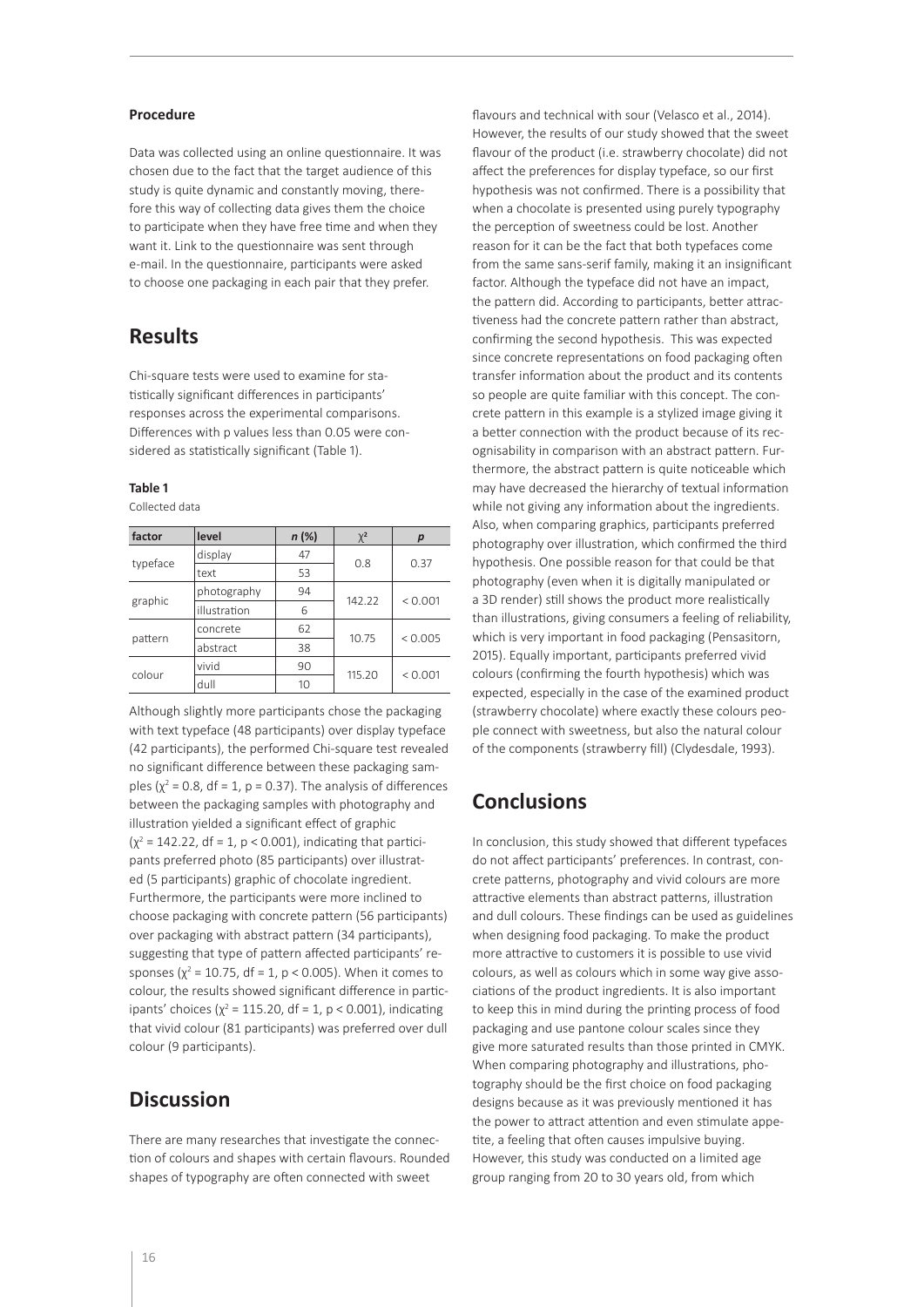### Procedure

Data was collected using an online questionnaire. It was chosen due to the fact that the target audience of this study is quite dynamic and constantly moving, therefore this way of collecting data gives them the choice to participate when they have free time and when they want it. Link to the questionnaire was sent through e-mail. In the questionnaire, participants were asked to choose one packaging in each pair that they prefer.

## Results

Chi-square tests were used to examine for statistically significant differences in participants' responses across the experimental comparisons. Differences with p values less than 0.05 were considered as statistically significant (Table 1).

**Table 1**

Collected data

| factor | level | *n* (%) | $\chi^2$ | *p* |
|---|---|---|---|---|
| typeface | display | 47 | 0.8 | 0.37 |
| | text | 53 | | |
| graphic | photography | 94 | 142.22 | < 0.001 |
| | illustration | 6 | | |
| pattern | concrete | 62 | 10.75 | < 0.005 |
| | abstract | 38 | | |
| colour | vivid | 90 | 115.20 | < 0.001 |
| | dull | 10 | | |

Although slightly more participants chose the packaging with text typeface (48 participants) over display typeface (42 participants), the performed Chi-square test revealed no significant difference between these packaging samples ($\chi^2 = 0.8$, df = 1, $p = 0.37$). The analysis of differences between the packaging samples with photography and illustration yielded a significant effect of graphic ($\chi^2 = 142.22$, df = 1, $p < 0.001$), indicating that participants preferred photo (85 participants) over illustrated (5 participants) graphic of chocolate ingredient. Furthermore, the participants were more inclined to choose packaging with concrete pattern (56 participants) over packaging with abstract pattern (34 participants), suggesting that type of pattern affected participants' responses ($\chi^2 = 10.75$, df = 1, $p < 0.005$). When it comes to colour, the results showed significant difference in participants' choices ($\chi^2 = 115.20$, df = 1, $p < 0.001$), indicating that vivid colour (81 participants) was preferred over dull colour (9 participants).

## Discussion

There are many researches that investigate the connection of colours and shapes with certain flavours. Rounded shapes of typography are often connected with sweet flavours and technical with sour (Velasco et al., 2014). However, the results of our study showed that the sweet flavour of the product (i.e. strawberry chocolate) did not affect the preferences for display typeface, so our first hypothesis was not confirmed. There is a possibility that when a chocolate is presented using purely typography the perception of sweetness could be lost. Another reason for it can be the fact that both typefaces come from the same sans-serif family, making it an insignificant factor. Although the typeface did not have an impact, the pattern did. According to participants, better attractiveness had the concrete pattern rather than abstract, confirming the second hypothesis. This was expected since concrete representations on food packaging often transfer information about the product and its contents so people are quite familiar with this concept. The concrete pattern in this example is a stylized image giving it a better connection with the product because of its recognisability in comparison with an abstract pattern. Furthermore, the abstract pattern is quite noticeable which may have decreased the hierarchy of textual information while not giving any information about the ingredients. Also, when comparing graphics, participants preferred photography over illustration, which confirmed the third hypothesis. One possible reason for that could be that photography (even when it is digitally manipulated or a 3D render) still shows the product more realistically than illustrations, giving consumers a feeling of reliability, which is very important in food packaging (Pensasitorn, 2015). Equally important, participants preferred vivid colours (confirming the fourth hypothesis) which was expected, especially in the case of the examined product (strawberry chocolate) where exactly these colours people connect with sweetness, but also the natural colour of the components (strawberry fill) (Clydesdale, 1993).

## Conclusions

In conclusion, this study showed that different typefaces do not affect participants' preferences. In contrast, concrete patterns, photography and vivid colours are more attractive elements than abstract patterns, illustration and dull colours. These findings can be used as guidelines when designing food packaging. To make the product more attractive to customers it is possible to use vivid colours, as well as colours which in some way give associations of the product ingredients. It is also important to keep this in mind during the printing process of food packaging and use pantone colour scales since they give more saturated results than those printed in CMYK. When comparing photography and illustrations, photography should be the first choice on food packaging designs because as it was previously mentioned it has the power to attract attention and even stimulate appetite, a feeling that often causes impulsive buying. However, this study was conducted on a limited age group ranging from 20 to 30 years old, from which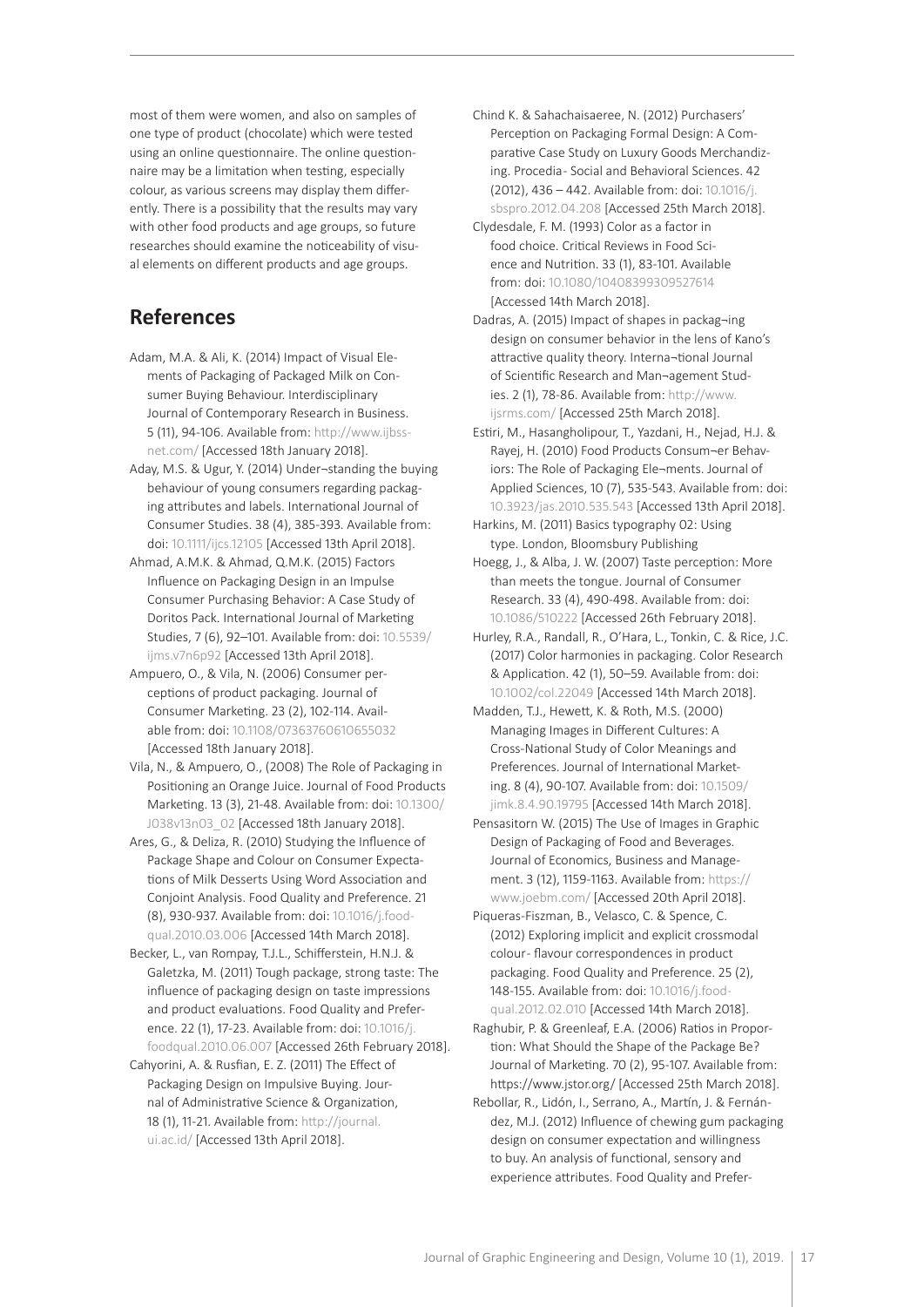most of them were women, and also on samples of one type of product (chocolate) which were tested using an online questionnaire. The online questionnaire may be a limitation when testing, especially colour, as various screens may display them differently. There is a possibility that the results may vary with other food products and age groups, so future researches should examine the noticeability of visual elements on different products and age groups.

## References

Adam, M.A. & Ali, K. (2014) Impact of Visual Elements of Packaging of Packaged Milk on Consumer Buying Behaviour. Interdisciplinary Journal of Contemporary Research in Business. 5 (11), 94-106. Available from: http://www.ijbssnet.com/ [Accessed 18th January 2018].

Aday, M.S. & Ugur, Y. (2014) Under¬standing the buying behaviour of young consumers regarding packaging attributes and labels. International Journal of Consumer Studies. 38 (4), 385-393. Available from: doi: 10.1111/ijcs.12105 [Accessed 13th April 2018].

Ahmad, A.M.K. & Ahmad, Q.M.K. (2015) Factors Influence on Packaging Design in an Impulse Consumer Purchasing Behavior: A Case Study of Doritos Pack. International Journal of Marketing Studies, 7 (6), 92–101. Available from: doi: 10.5539/ijms.v7n6p92 [Accessed 13th April 2018].

Ampuero, O., & Vila, N. (2006) Consumer perceptions of product packaging. Journal of Consumer Marketing. 23 (2), 102-114. Available from: doi: 10.1108/07363760610655032 [Accessed 18th January 2018].

Vila, N., & Ampuero, O., (2008) The Role of Packaging in Positioning an Orange Juice. Journal of Food Products Marketing. 13 (3), 21-48. Available from: doi: 10.1300/J038v13n03_02 [Accessed 18th January 2018].

Ares, G., & Deliza, R. (2010) Studying the Influence of Package Shape and Colour on Consumer Expectations of Milk Desserts Using Word Association and Conjoint Analysis. Food Quality and Preference. 21 (8), 930-937. Available from: doi: 10.1016/j.foodqual.2010.03.006 [Accessed 14th March 2018].

Becker, L., van Rompay, T.J.L., Schifferstein, H.N.J. & Galetzka, M. (2011) Tough package, strong taste: The influence of packaging design on taste impressions and product evaluations. Food Quality and Preference. 22 (1), 17-23. Available from: doi: 10.1016/j.foodqual.2010.06.007 [Accessed 26th February 2018].

Cahyorini, A. & Rusfian, E. Z. (2011) The Effect of Packaging Design on Impulsive Buying. Journal of Administrative Science & Organization, 18 (1), 11-21. Available from: http://journal.ui.ac.id/ [Accessed 13th April 2018].

Chind K. & Sahachaisaeree, N. (2012) Purchasers' Perception on Packaging Formal Design: A Comparative Case Study on Luxury Goods Merchandizing. Procedia- Social and Behavioral Sciences. 42 (2012), 436 – 442. Available from: doi: 10.1016/j.sbspro.2012.04.208 [Accessed 25th March 2018].

Clydesdale, F. M. (1993) Color as a factor in food choice. Critical Reviews in Food Science and Nutrition. 33 (1), 83-101. Available from: doi: 10.1080/10408399309527614 [Accessed 14th March 2018].

Dadras, A. (2015) Impact of shapes in packag¬ing design on consumer behavior in the lens of Kano's attractive quality theory. Interna¬tional Journal of Scientific Research and Man¬agement Studies. 2 (1), 78-86. Available from: http://www.ijsrms.com/ [Accessed 25th March 2018].

Estiri, M., Hasangholipour, T., Yazdani, H., Nejad, H.J. & Rayej, H. (2010) Food Products Consum¬er Behaviors: The Role of Packaging Ele¬ments. Journal of Applied Sciences, 10 (7), 535-543. Available from: doi: 10.3923/jas.2010.535.543 [Accessed 13th April 2018].

Harkins, M. (2011) Basics typography 02: Using type. London, Bloomsbury Publishing

Hoegg, J., & Alba, J. W. (2007) Taste perception: More than meets the tongue. Journal of Consumer Research. 33 (4), 490-498. Available from: doi: 10.1086/510222 [Accessed 26th February 2018].

Hurley, R.A., Randall, R., O'Hara, L., Tonkin, C. & Rice, J.C. (2017) Color harmonies in packaging. Color Research & Application. 42 (1), 50–59. Available from: doi: 10.1002/col.22049 [Accessed 14th March 2018].

Madden, T.J., Hewett, K. & Roth, M.S. (2000) Managing Images in Different Cultures: A Cross-National Study of Color Meanings and Preferences. Journal of International Marketing. 8 (4), 90-107. Available from: doi: 10.1509/jimk.8.4.90.19795 [Accessed 14th March 2018].

Pensasitorn W. (2015) The Use of Images in Graphic Design of Packaging of Food and Beverages. Journal of Economics, Business and Management. 3 (12), 1159-1163. Available from: https://www.joebm.com/ [Accessed 20th April 2018].

Piqueras-Fiszman, B., Velasco, C. & Spence, C. (2012) Exploring implicit and explicit crossmodal colour- flavour correspondences in product packaging. Food Quality and Preference. 25 (2), 148-155. Available from: doi: 10.1016/j.foodqual.2012.02.010 [Accessed 14th March 2018].

Raghubir, P. & Greenleaf, E.A. (2006) Ratios in Proportion: What Should the Shape of the Package Be? Journal of Marketing. 70 (2), 95-107. Available from: https://www.jstor.org/ [Accessed 25th March 2018].

Rebollar, R., Lidón, I., Serrano, A., Martín, J. & Fernández, M.J. (2012) Influence of chewing gum packaging design on consumer expectation and willingness to buy. An analysis of functional, sensory and experience attributes. Food Quality and Prefer-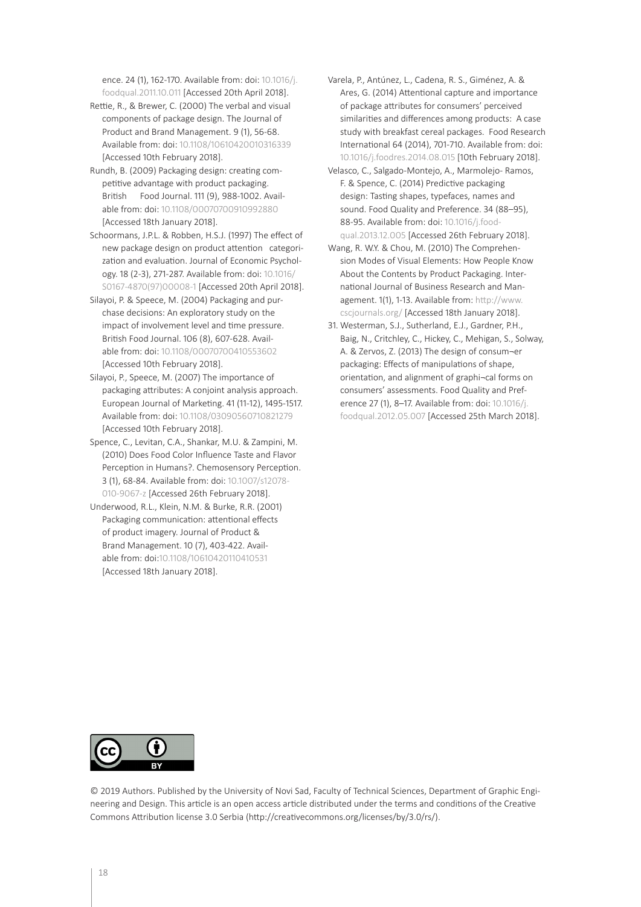ence. 24 (1), 162-170. Available from: doi: 10.1016/j.foodqual.2011.10.011 [Accessed 20th April 2018].

Rettie, R., & Brewer, C. (2000) The verbal and visual components of package design. The Journal of Product and Brand Management. 9 (1), 56-68. Available from: doi: 10.1108/10610420010316339 [Accessed 10th February 2018].

Rundh, B. (2009) Packaging design: creating competitive advantage with product packaging. British Food Journal. 111 (9), 988-1002. Available from: doi: 10.1108/00070700910992880 [Accessed 18th January 2018].

Schoormans, J.P.L. & Robben, H.S.J. (1997) The effect of new package design on product attention categorization and evaluation. Journal of Economic Psychology. 18 (2-3), 271-287. Available from: doi: 10.1016/S0167-4870(97)00008-1 [Accessed 20th April 2018].

Silayoi, P. & Speece, M. (2004) Packaging and purchase decisions: An exploratory study on the impact of involvement level and time pressure. British Food Journal. 106 (8), 607-628. Available from: doi: 10.1108/00070700410553602 [Accessed 10th February 2018].

Silayoi, P., Speece, M. (2007) The importance of packaging attributes: A conjoint analysis approach. European Journal of Marketing. 41 (11-12), 1495-1517. Available from: doi: 10.1108/03090560710821279 [Accessed 10th February 2018].

Spence, C., Levitan, C.A., Shankar, M.U. & Zampini, M. (2010) Does Food Color Influence Taste and Flavor Perception in Humans?. Chemosensory Perception. 3 (1), 68-84. Available from: doi: 10.1007/s12078-010-9067-z [Accessed 26th February 2018].

Underwood, R.L., Klein, N.M. & Burke, R.R. (2001) Packaging communication: attentional effects of product imagery. Journal of Product & Brand Management. 10 (7), 403-422. Available from: doi:10.1108/10610420110410531 [Accessed 18th January 2018].

Varela, P., Antúnez, L., Cadena, R. S., Giménez, A. & Ares, G. (2014) Attentional capture and importance of package attributes for consumers' perceived similarities and differences among products: A case study with breakfast cereal packages. Food Research International 64 (2014), 701-710. Available from: doi: 10.1016/j.foodres.2014.08.015 [10th February 2018].

Velasco, C., Salgado-Montejo, A., Marmolejo- Ramos, F. & Spence, C. (2014) Predictive packaging design: Tasting shapes, typefaces, names and sound. Food Quality and Preference. 34 (88–95), 88-95. Available from: doi: 10.1016/j.foodqual.2013.12.005 [Accessed 26th February 2018].

Wang, R. W.Y. & Chou, M. (2010) The Comprehension Modes of Visual Elements: How People Know About the Contents by Product Packaging. International Journal of Business Research and Management. 1(1), 1-13. Available from: http://www.cscjournals.org/ [Accessed 18th January 2018].

31. Westerman, S.J., Sutherland, E.J., Gardner, P.H., Baig, N., Critchley, C., Hickey, C., Mehigan, S., Solway, A. & Zervos, Z. (2013) The design of consum¬er packaging: Effects of manipulations of shape, orientation, and alignment of graphi¬cal forms on consumers' assessments. Food Quality and Preference 27 (1), 8–17. Available from: doi: 10.1016/j.foodqual.2012.05.007 [Accessed 25th March 2018].

© 2019 Authors. Published by the University of Novi Sad, Faculty of Technical Sciences, Department of Graphic Engineering and Design. This article is an open access article distributed under the terms and conditions of the Creative Commons Attribution license 3.0 Serbia (http://creativecommons.org/licenses/by/3.0/rs/).